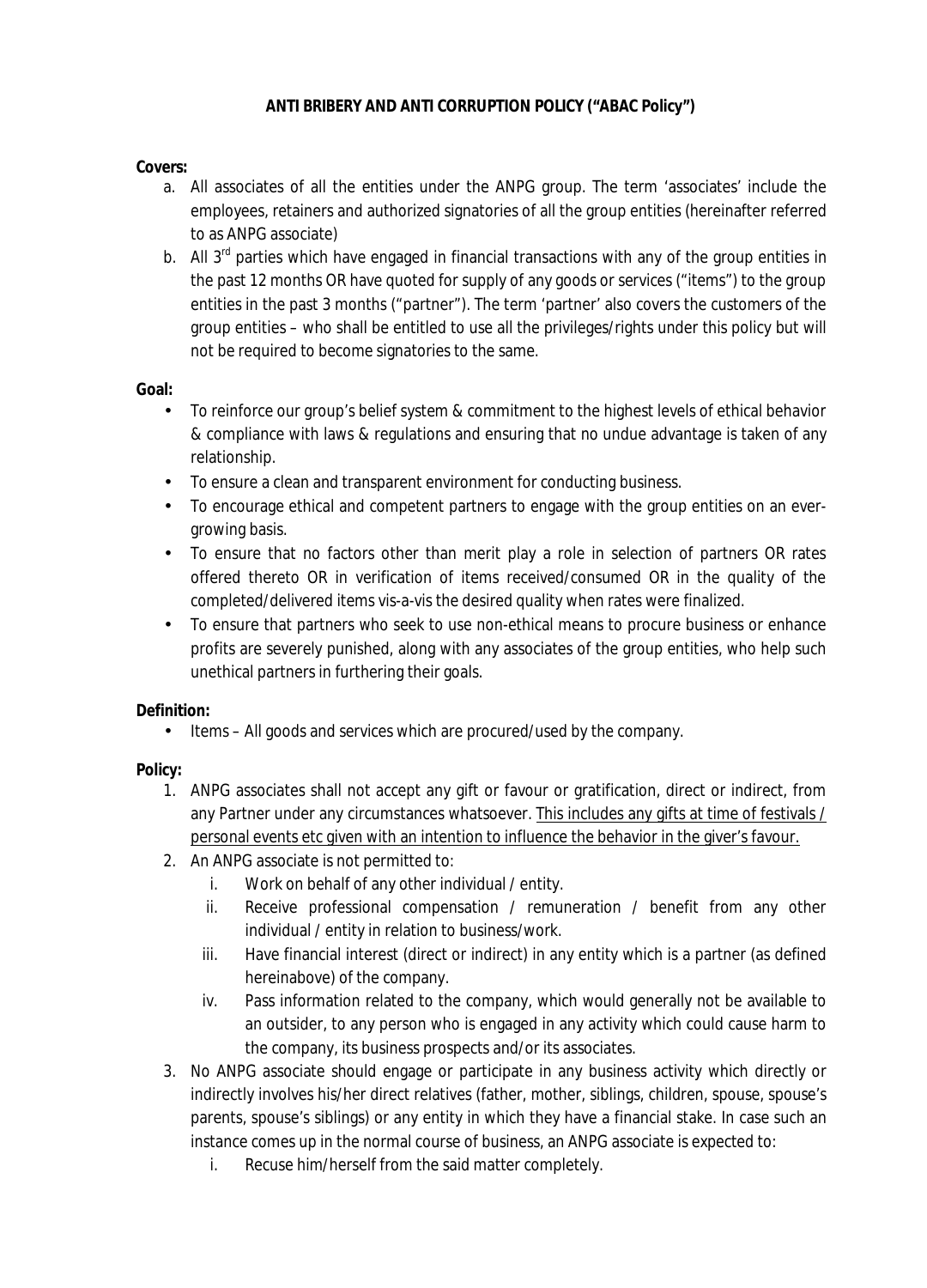# ANTI BRIBERY AND ANTI CORRUPTION POLICY ("ABAC Policy")

**Covers:**

a. All associates of all the entities under the ANPG group. The term 'associates' include the employees, retainers and authorized signatories of all the group entities (hereinafter referred to as ANPG associate)

b. All 3rd parties which have engaged in financial transactions with any of the group entities in the past 12 months OR have quoted for supply of any goods or services ("items") to the group entities in the past 3 months ("partner"). The term 'partner' also covers the customers of the group entities – who shall be entitled to use all the privileges/rights under this policy but will not be required to become signatories to the same.

**Goal:**

- To reinforce our group's belief system & commitment to the highest levels of ethical behavior & compliance with laws & regulations and ensuring that no undue advantage is taken of any relationship.
- To ensure a clean and transparent environment for conducting business.
- To encourage ethical and competent partners to engage with the group entities on an ever-growing basis.
- To ensure that no factors other than merit play a role in selection of partners OR rates offered thereto OR in verification of items received/consumed OR in the quality of the completed/delivered items vis-a-vis the desired quality when rates were finalized.
- To ensure that partners who seek to use non-ethical means to procure business or enhance profits are severely punished, along with any associates of the group entities, who help such unethical partners in furthering their goals.

**Definition:**

- Items – All goods and services which are procured/used by the company.

**Policy:**

1. ANPG associates shall not accept any gift or favour or gratification, direct or indirect, from any Partner under any circumstances whatsoever. <u>This includes any gifts at time of festivals / personal events etc given with an intention to influence the behavior in the giver's favour.</u>
2. An ANPG associate is not permitted to:
   i. Work on behalf of any other individual / entity.
   ii. Receive professional compensation / remuneration / benefit from any other individual / entity in relation to business/work.
   iii. Have financial interest (direct or indirect) in any entity which is a partner (as defined hereinabove) of the company.
   iv. Pass information related to the company, which would generally not be available to an outsider, to any person who is engaged in any activity which could cause harm to the company, its business prospects and/or its associates.
3. No ANPG associate should engage or participate in any business activity which directly or indirectly involves his/her direct relatives (father, mother, siblings, children, spouse, spouse's parents, spouse's siblings) or any entity in which they have a financial stake. In case such an instance comes up in the normal course of business, an ANPG associate is expected to:
   i. Recuse him/herself from the said matter completely.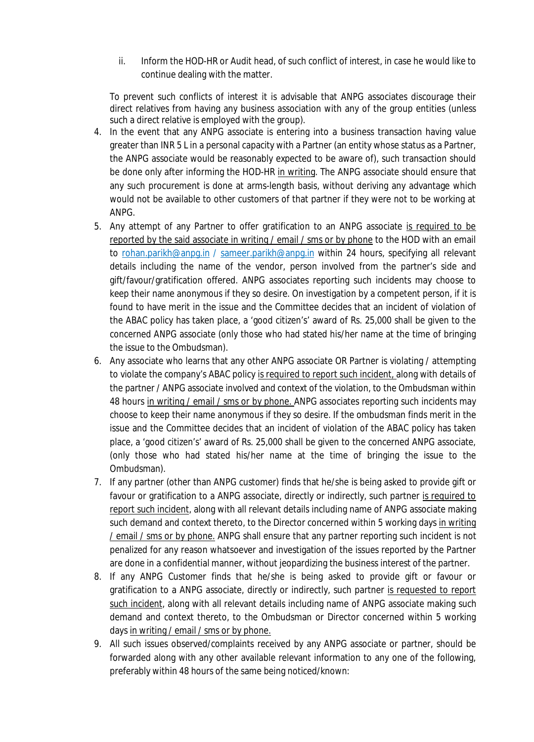ii. Inform the HOD-HR or Audit head, of such conflict of interest, in case he would like to continue dealing with the matter.

   To prevent such conflicts of interest it is advisable that ANPG associates discourage their direct relatives from having any business association with any of the group entities (unless such a direct relative is employed with the group).

4. In the event that any ANPG associate is entering into a business transaction having value greater than INR 5 L in a personal capacity with a Partner (an entity whose status as a Partner, the ANPG associate would be reasonably expected to be aware of), such transaction should be done only after informing the HOD-HR <u>in writing</u>. The ANPG associate should ensure that any such procurement is done at arms-length basis, without deriving any advantage which would not be available to other customers of that partner if they were not to be working at ANPG.
5. Any attempt of any Partner to offer gratification to an ANPG associate <u>is required to be reported by the said associate in writing / email / sms or by phone</u> to the HOD with an email to rohan.parikh@anpg.in / sameer.parikh@anpg.in within 24 hours, specifying all relevant details including the name of the vendor, person involved from the partner's side and gift/favour/gratification offered. ANPG associates reporting such incidents may choose to keep their name anonymous if they so desire. On investigation by a competent person, if it is found to have merit in the issue and the Committee decides that an incident of violation of the ABAC policy has taken place, a 'good citizen's' award of Rs. 25,000 shall be given to the concerned ANPG associate (only those who had stated his/her name at the time of bringing the issue to the Ombudsman).
6. Any associate who learns that any other ANPG associate OR Partner is violating / attempting to violate the company's ABAC policy <u>is required to report such incident,</u> along with details of the partner / ANPG associate involved and context of the violation, to the Ombudsman within 48 hours <u>in writing / email / sms or by phone.</u> ANPG associates reporting such incidents may choose to keep their name anonymous if they so desire. If the ombudsman finds merit in the issue and the Committee decides that an incident of violation of the ABAC policy has taken place, a 'good citizen's' award of Rs. 25,000 shall be given to the concerned ANPG associate, (only those who had stated his/her name at the time of bringing the issue to the Ombudsman).
7. If any partner (other than ANPG customer) finds that he/she is being asked to provide gift or favour or gratification to a ANPG associate, directly or indirectly, such partner <u>is required to report such incident</u>, along with all relevant details including name of ANPG associate making such demand and context thereto, to the Director concerned within 5 working days <u>in writing / email / sms or by phone.</u> ANPG shall ensure that any partner reporting such incident is not penalized for any reason whatsoever and investigation of the issues reported by the Partner are done in a confidential manner, without jeopardizing the business interest of the partner.
8. If any ANPG Customer finds that he/she is being asked to provide gift or favour or gratification to a ANPG associate, directly or indirectly, such partner <u>is requested to report such incident</u>, along with all relevant details including name of ANPG associate making such demand and context thereto, to the Ombudsman or Director concerned within 5 working days <u>in writing / email / sms or by phone.</u>
9. All such issues observed/complaints received by any ANPG associate or partner, should be forwarded along with any other available relevant information to any one of the following, preferably within 48 hours of the same being noticed/known: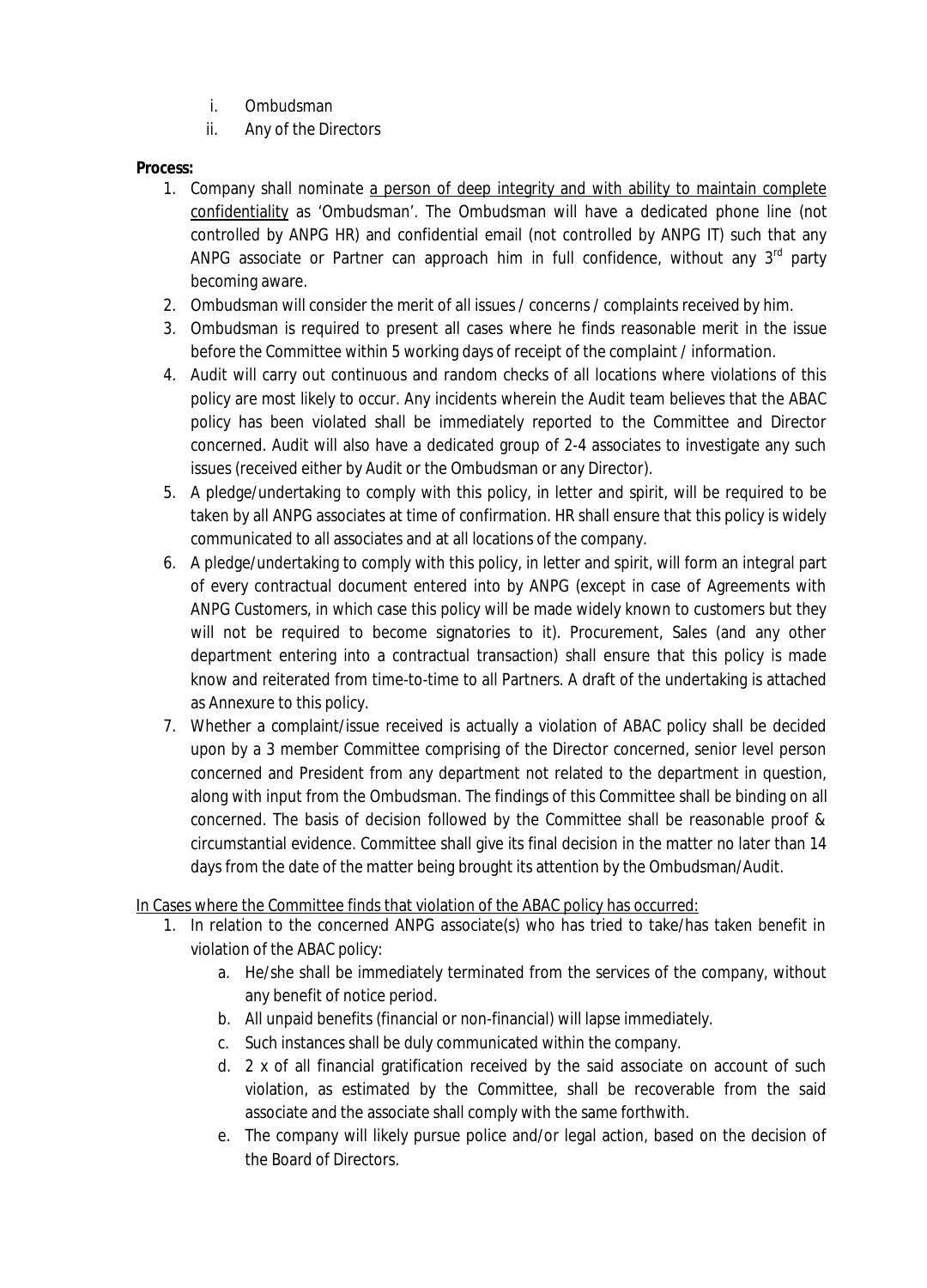i. Ombudsman
ii. Any of the Directors

**Process:**

1. Company shall nominate <u>a person of deep integrity and with ability to maintain complete confidentiality</u> as 'Ombudsman'. The Ombudsman will have a dedicated phone line (not controlled by ANPG HR) and confidential email (not controlled by ANPG IT) such that any ANPG associate or Partner can approach him in full confidence, without any 3rd party becoming aware.
2. Ombudsman will consider the merit of all issues / concerns / complaints received by him.
3. Ombudsman is required to present all cases where he finds reasonable merit in the issue before the Committee within 5 working days of receipt of the complaint / information.
4. Audit will carry out continuous and random checks of all locations where violations of this policy are most likely to occur. Any incidents wherein the Audit team believes that the ABAC policy has been violated shall be immediately reported to the Committee and Director concerned. Audit will also have a dedicated group of 2-4 associates to investigate any such issues (received either by Audit or the Ombudsman or any Director).
5. A pledge/undertaking to comply with this policy, in letter and spirit, will be required to be taken by all ANPG associates at time of confirmation. HR shall ensure that this policy is widely communicated to all associates and at all locations of the company.
6. A pledge/undertaking to comply with this policy, in letter and spirit, will form an integral part of every contractual document entered into by ANPG (except in case of Agreements with ANPG Customers, in which case this policy will be made widely known to customers but they will not be required to become signatories to it). Procurement, Sales (and any other department entering into a contractual transaction) shall ensure that this policy is made know and reiterated from time-to-time to all Partners. A draft of the undertaking is attached as Annexure to this policy.
7. Whether a complaint/issue received is actually a violation of ABAC policy shall be decided upon by a 3 member Committee comprising of the Director concerned, senior level person concerned and President from any department not related to the department in question, along with input from the Ombudsman. The findings of this Committee shall be binding on all concerned. The basis of decision followed by the Committee shall be reasonable proof & circumstantial evidence. Committee shall give its final decision in the matter no later than 14 days from the date of the matter being brought its attention by the Ombudsman/Audit.

<u>In Cases where the Committee finds that violation of the ABAC policy has occurred:</u>

1. In relation to the concerned ANPG associate(s) who has tried to take/has taken benefit in violation of the ABAC policy:
   a. He/she shall be immediately terminated from the services of the company, without any benefit of notice period.
   b. All unpaid benefits (financial or non-financial) will lapse immediately.
   c. Such instances shall be duly communicated within the company.
   d. 2 x of all financial gratification received by the said associate on account of such violation, as estimated by the Committee, shall be recoverable from the said associate and the associate shall comply with the same forthwith.
   e. The company will likely pursue police and/or legal action, based on the decision of the Board of Directors.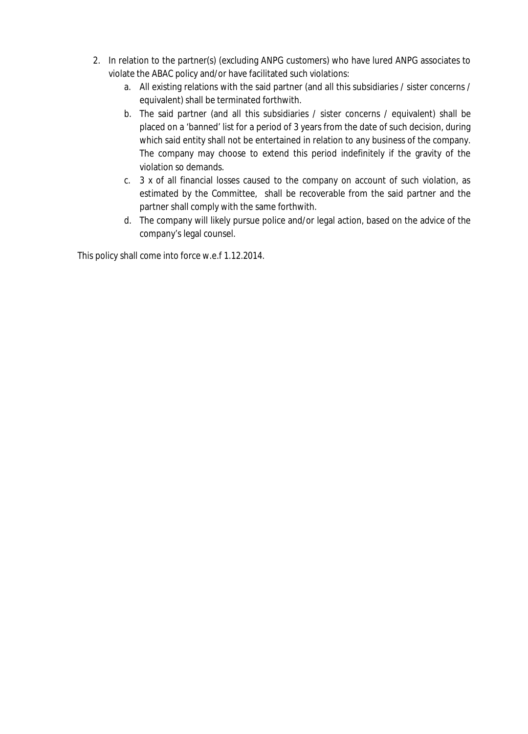2. In relation to the partner(s) (excluding ANPG customers) who have lured ANPG associates to violate the ABAC policy and/or have facilitated such violations:
    a. All existing relations with the said partner (and all this subsidiaries / sister concerns / equivalent) shall be terminated forthwith.
    b. The said partner (and all this subsidiaries / sister concerns / equivalent) shall be placed on a 'banned' list for a period of 3 years from the date of such decision, during which said entity shall not be entertained in relation to any business of the company. The company may choose to extend this period indefinitely if the gravity of the violation so demands.
    c. 3 x of all financial losses caused to the company on account of such violation, as estimated by the Committee, shall be recoverable from the said partner and the partner shall comply with the same forthwith.
    d. The company will likely pursue police and/or legal action, based on the advice of the company's legal counsel.

This policy shall come into force w.e.f 1.12.2014.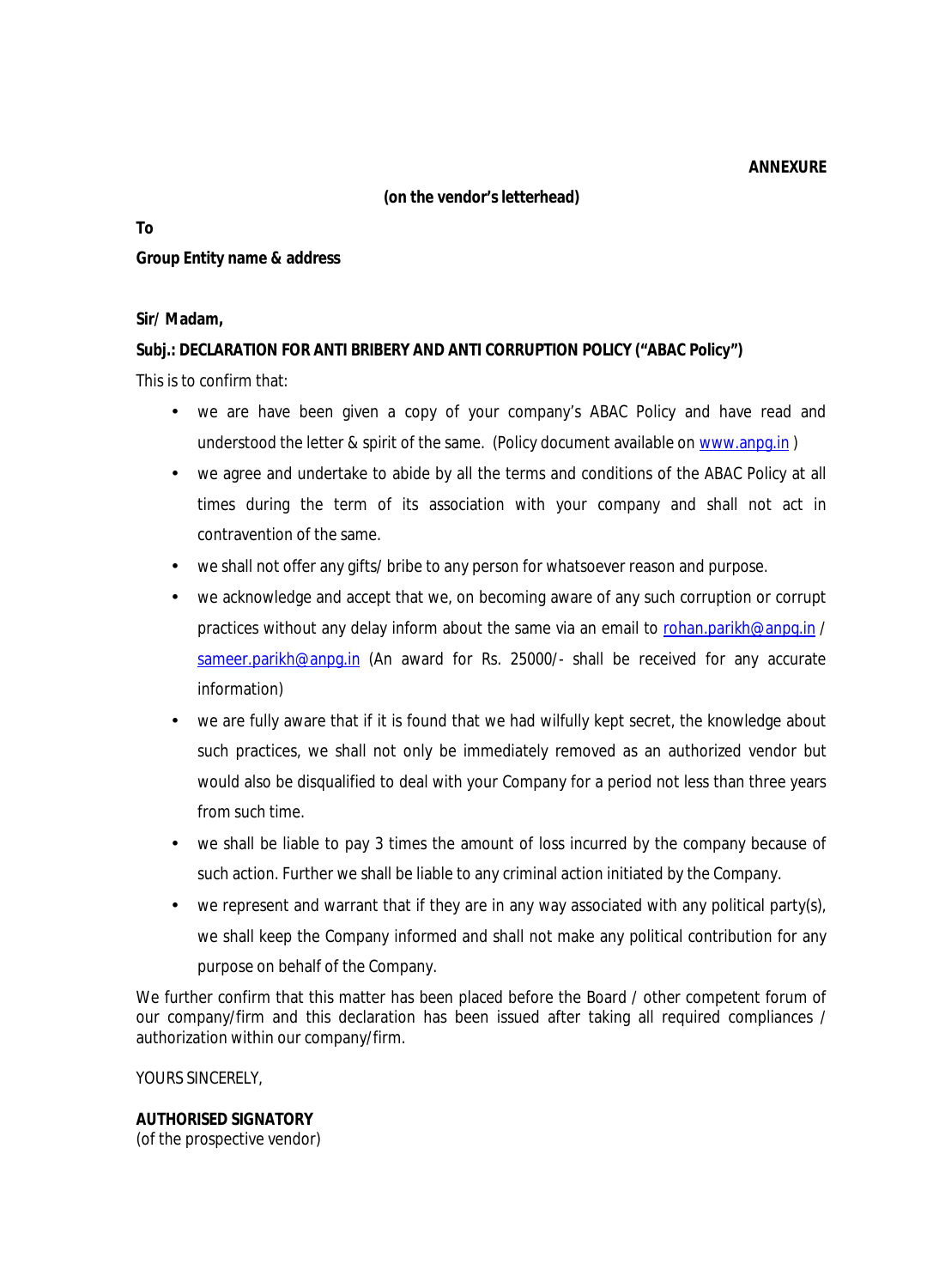**ANNEXURE**

**(on the vendor's letterhead)**

**To**

**Group Entity name & address**

**Sir/ Madam,**

**Subj.: DECLARATION FOR ANTI BRIBERY AND ANTI CORRUPTION POLICY ("ABAC Policy")**

This is to confirm that:

- we are have been given a copy of your company's ABAC Policy and have read and understood the letter & spirit of the same. (Policy document available on www.anpg.in )
- we agree and undertake to abide by all the terms and conditions of the ABAC Policy at all times during the term of its association with your company and shall not act in contravention of the same.
- we shall not offer any gifts/ bribe to any person for whatsoever reason and purpose.
- we acknowledge and accept that we, on becoming aware of any such corruption or corrupt practices without any delay inform about the same via an email to rohan.parikh@anpg.in / sameer.parikh@anpg.in (An award for Rs. 25000/- shall be received for any accurate information)
- we are fully aware that if it is found that we had wilfully kept secret, the knowledge about such practices, we shall not only be immediately removed as an authorized vendor but would also be disqualified to deal with your Company for a period not less than three years from such time.
- we shall be liable to pay 3 times the amount of loss incurred by the company because of such action. Further we shall be liable to any criminal action initiated by the Company.
- we represent and warrant that if they are in any way associated with any political party(s), we shall keep the Company informed and shall not make any political contribution for any purpose on behalf of the Company.

We further confirm that this matter has been placed before the Board / other competent forum of our company/firm and this declaration has been issued after taking all required compliances / authorization within our company/firm.

YOURS SINCERELY,

**AUTHORISED SIGNATORY**
(of the prospective vendor)